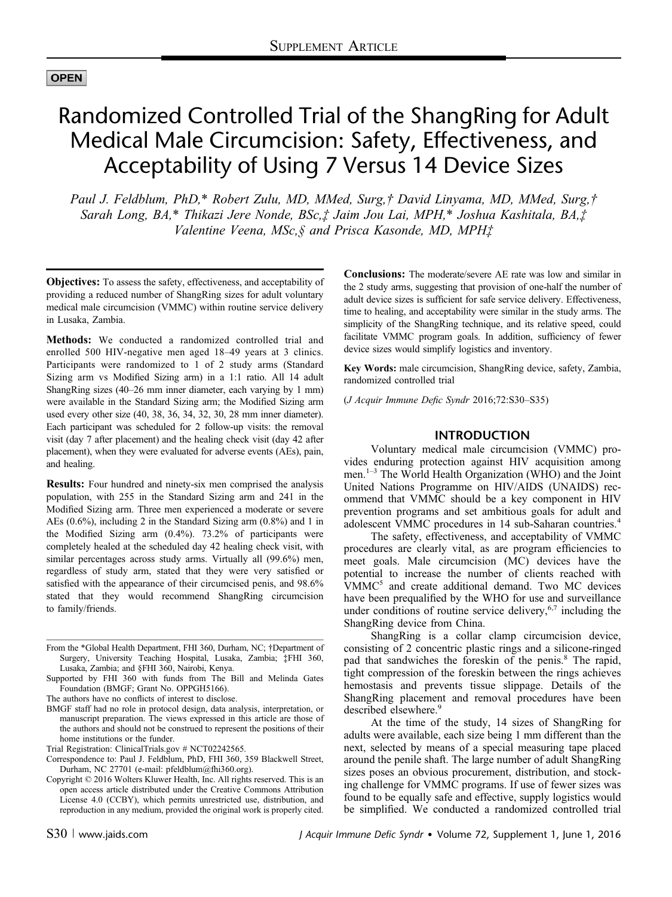OPEN

# Randomized Controlled Trial of the ShangRing for Adult Medical Male Circumcision: Safety, Effectiveness, and Acceptability of Using 7 Versus 14 Device Sizes

*Paul J. Feldblum, PhD,\* Robert Zulu, MD, MMed, Surg,† David Linyama, MD, MMed, Surg,† Sarah Long, BA,\* Thikazi Jere Nonde, BSc,‡ Jaim Jou Lai, MPH,\* Joshua Kashitala, BA,‡ Valentine Veena, MSc,§ and Prisca Kasonde, MD, MPH‡*

**Objectives:** To assess the safety, effectiveness, and acceptability of providing a reduced number of ShangRing sizes for adult voluntary medical male circumcision (VMMC) within routine service delivery in Lusaka, Zambia.

**Methods:** We conducted a randomized controlled trial and enrolled 500 HIV-negative men aged 18–49 years at 3 clinics. Participants were randomized to 1 of 2 study arms (Standard Sizing arm vs Modified Sizing arm) in a 1:1 ratio. All 14 adult ShangRing sizes (40–26 mm inner diameter, each varying by 1 mm) were available in the Standard Sizing arm; the Modified Sizing arm used every other size (40, 38, 36, 34, 32, 30, 28 mm inner diameter). Each participant was scheduled for 2 follow-up visits: the removal visit (day 7 after placement) and the healing check visit (day 42 after placement), when they were evaluated for adverse events (AEs), pain, and healing.

**Results:** Four hundred and ninety-six men comprised the analysis population, with 255 in the Standard Sizing arm and 241 in the Modified Sizing arm. Three men experienced a moderate or severe AEs (0.6%), including 2 in the Standard Sizing arm (0.8%) and 1 in the Modified Sizing arm (0.4%). 73.2% of participants were completely healed at the scheduled day 42 healing check visit, with similar percentages across study arms. Virtually all (99.6%) men, regardless of study arm, stated that they were very satisfied or satisfied with the appearance of their circumcised penis, and 98.6% stated that they would recommend ShangRing circumcision to family/friends.

**Conclusions:** The moderate/severe AE rate was low and similar in the 2 study arms, suggesting that provision of one-half the number of adult device sizes is sufficient for safe service delivery. Effectiveness, time to healing, and acceptability were similar in the study arms. The simplicity of the ShangRing technique, and its relative speed, could facilitate VMMC program goals. In addition, sufficiency of fewer device sizes would simplify logistics and inventory.

**Key Words:** male circumcision, ShangRing device, safety, Zambia, randomized controlled trial

(*J Acquir Immune Defic Syndr* 2016;72:S30–S35)

From the \*Global Health Department, FHI 360, Durham, NC; †Department of Surgery, University Teaching Hospital, Lusaka, Zambia; ‡FHI 360, Lusaka, Zambia; and §FHI 360, Nairobi, Kenya.

Supported by FHI 360 with funds from The Bill and Melinda Gates Foundation (BMGF; Grant No. OPPGH5166).

The authors have no conflicts of interest to disclose.

BMGF staff had no role in protocol design, data analysis, interpretation, or manuscript preparation. The views expressed in this article are those of the authors and should not be construed to represent the positions of their home institutions or the funder.

Trial Registration: ClinicalTrials.gov # NCT02242565.

Correspondence to: Paul J. Feldblum, PhD, FHI 360, 359 Blackwell Street, Durham, NC 27701 (e-mail: pfeldblum@fhi360.org).

Copyright © 2016 Wolters Kluwer Health, Inc. All rights reserved. This is an open access article distributed under the Creative Commons Attribution License 4.0 (CCBY), which permits unrestricted use, distribution, and reproduction in any medium, provided the original work is properly cited.

## INTRODUCTION

Voluntary medical male circumcision (VMMC) provides enduring protection against HIV acquisition among men.[1–3] The World Health Organization (WHO) and the Joint United Nations Programme on HIV/AIDS (UNAIDS) recommend that VMMC should be a key component in HIV prevention programs and set ambitious goals for adult and adolescent VMMC procedures in 14 sub-Saharan countries.[4]

The safety, effectiveness, and acceptability of VMMC procedures are clearly vital, as are program efficiencies to meet goals. Male circumcision (MC) devices have the potential to increase the number of clients reached with VMMC[5] and create additional demand. Two MC devices have been prequalified by the WHO for use and surveillance under conditions of routine service delivery,[6,7] including the ShangRing device from China.

ShangRing is a collar clamp circumcision device, consisting of 2 concentric plastic rings and a silicone-ringed pad that sandwiches the foreskin of the penis.[8] The rapid, tight compression of the foreskin between the rings achieves hemostasis and prevents tissue slippage. Details of the ShangRing placement and removal procedures have been described elsewhere.[9]

At the time of the study, 14 sizes of ShangRing for adults were available, each size being 1 mm different than the next, selected by means of a special measuring tape placed around the penile shaft. The large number of adult ShangRing sizes poses an obvious procurement, distribution, and stocking challenge for VMMC programs. If use of fewer sizes was found to be equally safe and effective, supply logistics would be simplified. We conducted a randomized controlled trial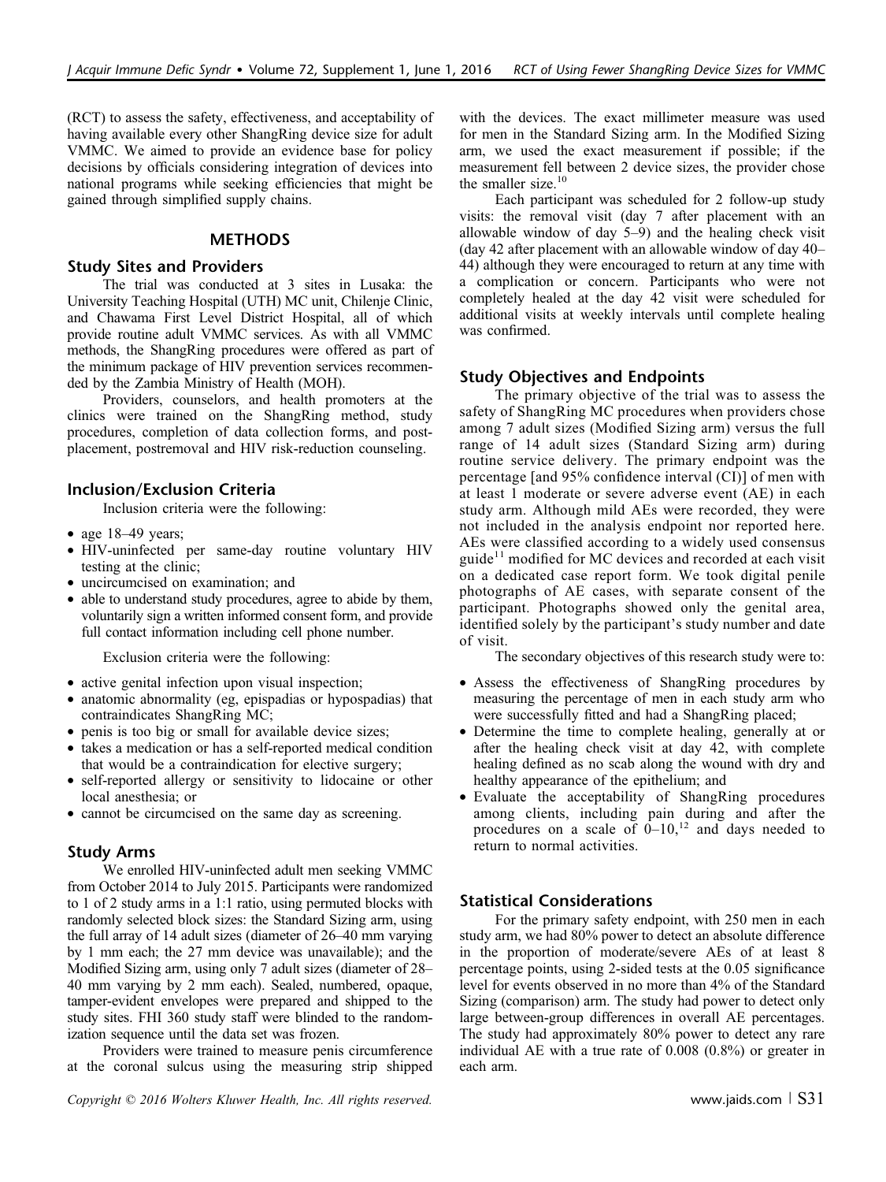(RCT) to assess the safety, effectiveness, and acceptability of having available every other ShangRing device size for adult VMMC. We aimed to provide an evidence base for policy decisions by officials considering integration of devices into national programs while seeking efficiencies that might be gained through simplified supply chains.

## METHODS

### Study Sites and Providers

The trial was conducted at 3 sites in Lusaka: the University Teaching Hospital (UTH) MC unit, Chilenje Clinic, and Chawama First Level District Hospital, all of which provide routine adult VMMC services. As with all VMMC methods, the ShangRing procedures were offered as part of the minimum package of HIV prevention services recommended by the Zambia Ministry of Health (MOH).

Providers, counselors, and health promoters at the clinics were trained on the ShangRing method, study procedures, completion of data collection forms, and post-placement, postremoval and HIV risk-reduction counseling.

### Inclusion/Exclusion Criteria

Inclusion criteria were the following:

- age 18–49 years;
- HIV-uninfected per same-day routine voluntary HIV testing at the clinic;
- uncircumcised on examination; and
- able to understand study procedures, agree to abide by them, voluntarily sign a written informed consent form, and provide full contact information including cell phone number.

Exclusion criteria were the following:

- active genital infection upon visual inspection;
- anatomic abnormality (eg, epispadias or hypospadias) that contraindicates ShangRing MC;
- penis is too big or small for available device sizes;
- takes a medication or has a self-reported medical condition that would be a contraindication for elective surgery;
- self-reported allergy or sensitivity to lidocaine or other local anesthesia; or
- cannot be circumcised on the same day as screening.

### Study Arms

We enrolled HIV-uninfected adult men seeking VMMC from October 2014 to July 2015. Participants were randomized to 1 of 2 study arms in a 1:1 ratio, using permuted blocks with randomly selected block sizes: the Standard Sizing arm, using the full array of 14 adult sizes (diameter of 26–40 mm varying by 1 mm each; the 27 mm device was unavailable); and the Modified Sizing arm, using only 7 adult sizes (diameter of 28–40 mm varying by 2 mm each). Sealed, numbered, opaque, tamper-evident envelopes were prepared and shipped to the study sites. FHI 360 study staff were blinded to the randomization sequence until the data set was frozen.

Providers were trained to measure penis circumference at the coronal sulcus using the measuring strip shipped with the devices. The exact millimeter measure was used for men in the Standard Sizing arm. In the Modified Sizing arm, we used the exact measurement if possible; if the measurement fell between 2 device sizes, the provider chose the smaller size.[10]

Each participant was scheduled for 2 follow-up study visits: the removal visit (day 7 after placement with an allowable window of day 5–9) and the healing check visit (day 42 after placement with an allowable window of day 40–44) although they were encouraged to return at any time with a complication or concern. Participants who were not completely healed at the day 42 visit were scheduled for additional visits at weekly intervals until complete healing was confirmed.

### Study Objectives and Endpoints

The primary objective of the trial was to assess the safety of ShangRing MC procedures when providers chose among 7 adult sizes (Modified Sizing arm) versus the full range of 14 adult sizes (Standard Sizing arm) during routine service delivery. The primary endpoint was the percentage [and 95% confidence interval (CI)] of men with at least 1 moderate or severe adverse event (AE) in each study arm. Although mild AEs were recorded, they were not included in the analysis endpoint nor reported here. AEs were classified according to a widely used consensus guide[11] modified for MC devices and recorded at each visit on a dedicated case report form. We took digital penile photographs of AE cases, with separate consent of the participant. Photographs showed only the genital area, identified solely by the participant's study number and date of visit.

The secondary objectives of this research study were to:

- Assess the effectiveness of ShangRing procedures by measuring the percentage of men in each study arm who were successfully fitted and had a ShangRing placed;
- Determine the time to complete healing, generally at or after the healing check visit at day 42, with complete healing defined as no scab along the wound with dry and healthy appearance of the epithelium; and
- Evaluate the acceptability of ShangRing procedures among clients, including pain during and after the procedures on a scale of 0–10,[12] and days needed to return to normal activities.

### Statistical Considerations

For the primary safety endpoint, with 250 men in each study arm, we had 80% power to detect an absolute difference in the proportion of moderate/severe AEs of at least 8 percentage points, using 2-sided tests at the 0.05 significance level for events observed in no more than 4% of the Standard Sizing (comparison) arm. The study had power to detect only large between-group differences in overall AE percentages. The study had approximately 80% power to detect any rare individual AE with a true rate of 0.008 (0.8%) or greater in each arm.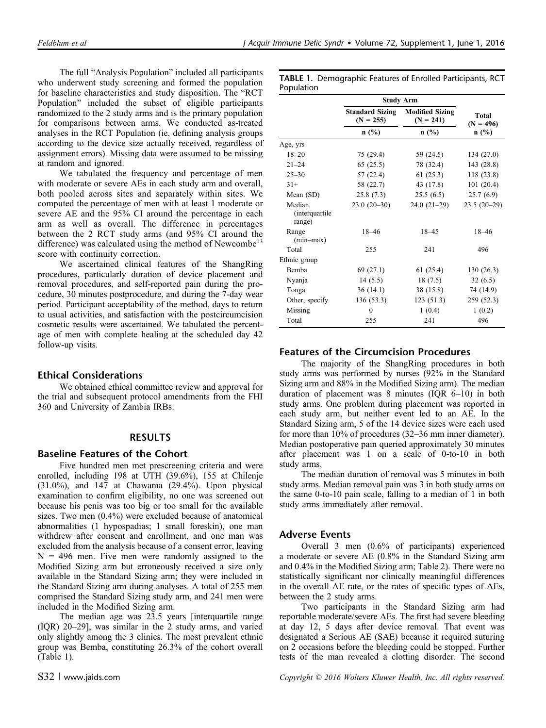The full "Analysis Population" included all participants who underwent study screening and formed the population for baseline characteristics and study disposition. The "RCT Population" included the subset of eligible participants randomized to the 2 study arms and is the primary population for comparisons between arms. We conducted as-treated analyses in the RCT Population (ie, defining analysis groups according to the device size actually received, regardless of assignment errors). Missing data were assumed to be missing at random and ignored.

We tabulated the frequency and percentage of men with moderate or severe AEs in each study arm and overall, both pooled across sites and separately within sites. We computed the percentage of men with at least 1 moderate or severe AE and the 95% CI around the percentage in each arm as well as overall. The difference in percentages between the 2 RCT study arms (and 95% CI around the difference) was calculated using the method of Newcombe[13] score with continuity correction.

We ascertained clinical features of the ShangRing procedures, particularly duration of device placement and removal procedures, and self-reported pain during the procedure, 30 minutes postprocedure, and during the 7-day wear period. Participant acceptability of the method, days to return to usual activities, and satisfaction with the postcircumcision cosmetic results were ascertained. We tabulated the percentage of men with complete healing at the scheduled day 42 follow-up visits.

## Ethical Considerations

We obtained ethical committee review and approval for the trial and subsequent protocol amendments from the FHI 360 and University of Zambia IRBs.

## RESULTS

### Baseline Features of the Cohort

Five hundred men met prescreening criteria and were enrolled, including 198 at UTH (39.6%), 155 at Chilenje (31.0%), and 147 at Chawama (29.4%). Upon physical examination to confirm eligibility, no one was screened out because his penis was too big or too small for the available sizes. Two men (0.4%) were excluded because of anatomical abnormalities (1 hypospadias; 1 small foreskin), one man withdrew after consent and enrollment, and one man was excluded from the analysis because of a consent error, leaving N = 496 men. Five men were randomly assigned to the Modified Sizing arm but erroneously received a size only available in the Standard Sizing arm; they were included in the Standard Sizing arm during analyses. A total of 255 men comprised the Standard Sizing study arm, and 241 men were included in the Modified Sizing arm.

The median age was 23.5 years [interquartile range (IQR) 20–29], was similar in the 2 study arms, and varied only slightly among the 3 clinics. The most prevalent ethnic group was Bemba, constituting 26.3% of the cohort overall (Table 1).

**TABLE 1.** Demographic Features of Enrolled Participants, RCT Population

| | Study Arm | | |
|---|---|---|---|
| | Standard Sizing (N = 255) | Modified Sizing (N = 241) | Total (N = 496) |
| | n (%) | n (%) | n (%) |
| Age, yrs | | | |
| 18–20 | 75 (29.4) | 59 (24.5) | 134 (27.0) |
| 21–24 | 65 (25.5) | 78 (32.4) | 143 (28.8) |
| 25–30 | 57 (22.4) | 61 (25.3) | 118 (23.8) |
| 31+ | 58 (22.7) | 43 (17.8) | 101 (20.4) |
| Mean (SD) | 25.8 (7.3) | 25.5 (6.5) | 25.7 (6.9) |
| Median (interquartile range) | 23.0 (20–30) | 24.0 (21–29) | 23.5 (20–29) |
| Range (min–max) | 18–46 | 18–45 | 18–46 |
| Total | 255 | 241 | 496 |
| Ethnic group | | | |
| Bemba | 69 (27.1) | 61 (25.4) | 130 (26.3) |
| Nyanja | 14 (5.5) | 18 (7.5) | 32 (6.5) |
| Tonga | 36 (14.1) | 38 (15.8) | 74 (14.9) |
| Other, specify | 136 (53.3) | 123 (51.3) | 259 (52.3) |
| Missing | 0 | 1 (0.4) | 1 (0.2) |
| Total | 255 | 241 | 496 |

### Features of the Circumcision Procedures

The majority of the ShangRing procedures in both study arms was performed by nurses (92% in the Standard Sizing arm and 88% in the Modified Sizing arm). The median duration of placement was 8 minutes (IQR 6–10) in both study arms. One problem during placement was reported in each study arm, but neither event led to an AE. In the Standard Sizing arm, 5 of the 14 device sizes were each used for more than 10% of procedures (32–36 mm inner diameter). Median postoperative pain queried approximately 30 minutes after placement was 1 on a scale of 0-to-10 in both study arms.

The median duration of removal was 5 minutes in both study arms. Median removal pain was 3 in both study arms on the same 0-to-10 pain scale, falling to a median of 1 in both study arms immediately after removal.

### Adverse Events

Overall 3 men (0.6% of participants) experienced a moderate or severe AE (0.8% in the Standard Sizing arm and 0.4% in the Modified Sizing arm; Table 2). There were no statistically significant nor clinically meaningful differences in the overall AE rate, or the rates of specific types of AEs, between the 2 study arms.

Two participants in the Standard Sizing arm had reportable moderate/severe AEs. The first had severe bleeding at day 12, 5 days after device removal. That event was designated a Serious AE (SAE) because it required suturing on 2 occasions before the bleeding could be stopped. Further tests of the man revealed a clotting disorder. The second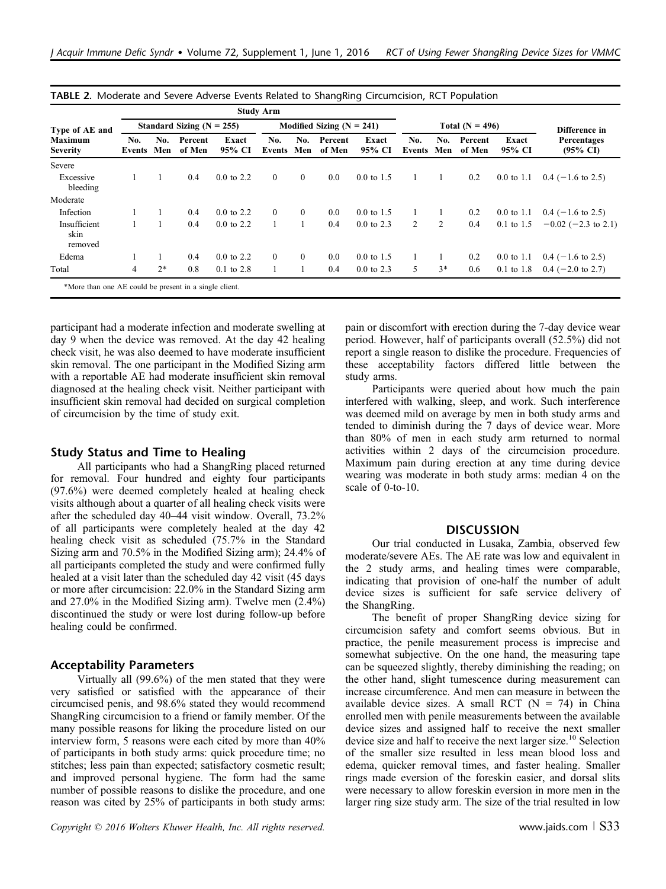**TABLE 2.** Moderate and Severe Adverse Events Related to ShangRing Circumcision, RCT Population

| Type of AE and Maximum Severity | Standard Sizing (N = 255) | | | | Modified Sizing (N = 241) | | | | Total (N = 496) | | | | Difference in Percentages (95% CI) |
|---|---|---|---|---|---|---|---|---|---|---|---|---|---|
| | No. Events | No. Men | Percent of Men | Exact 95% CI | No. Events | No. Men | Percent of Men | Exact 95% CI | No. Events | No. Men | Percent of Men | Exact 95% CI | |
| Severe | | | | | | | | | | | | | |
| Excessive bleeding | 1 | 1 | 0.4 | 0.0 to 2.2 | 0 | 0 | 0.0 | 0.0 to 1.5 | 1 | 1 | 0.2 | 0.0 to 1.1 | 0.4 (−1.6 to 2.5) |
| Moderate | | | | | | | | | | | | | |
| Infection | 1 | 1 | 0.4 | 0.0 to 2.2 | 0 | 0 | 0.0 | 0.0 to 1.5 | 1 | 1 | 0.2 | 0.0 to 1.1 | 0.4 (−1.6 to 2.5) |
| Insufficient skin removed | 1 | 1 | 0.4 | 0.0 to 2.2 | 1 | 1 | 0.4 | 0.0 to 2.3 | 2 | 2 | 0.4 | 0.1 to 1.5 | −0.02 (−2.3 to 2.1) |
| Edema | 1 | 1 | 0.4 | 0.0 to 2.2 | 0 | 0 | 0.0 | 0.0 to 1.5 | 1 | 1 | 0.2 | 0.0 to 1.1 | 0.4 (−1.6 to 2.5) |
| Total | 4 | 2* | 0.8 | 0.1 to 2.8 | 1 | 1 | 0.4 | 0.0 to 2.3 | 5 | 3* | 0.6 | 0.1 to 1.8 | 0.4 (−2.0 to 2.7) |

*More than one AE could be present in a single client.

participant had a moderate infection and moderate swelling at day 9 when the device was removed. At the day 42 healing check visit, he was also deemed to have moderate insufficient skin removal. The one participant in the Modified Sizing arm with a reportable AE had moderate insufficient skin removal diagnosed at the healing check visit. Neither participant with insufficient skin removal had decided on surgical completion of circumcision by the time of study exit.

### Study Status and Time to Healing

All participants who had a ShangRing placed returned for removal. Four hundred and eighty four participants (97.6%) were deemed completely healed at healing check visits although about a quarter of all healing check visits were after the scheduled day 40–44 visit window. Overall, 73.2% of all participants were completely healed at the day 42 healing check visit as scheduled (75.7% in the Standard Sizing arm and 70.5% in the Modified Sizing arm); 24.4% of all participants completed the study and were confirmed fully healed at a visit later than the scheduled day 42 visit (45 days or more after circumcision: 22.0% in the Standard Sizing arm and 27.0% in the Modified Sizing arm). Twelve men (2.4%) discontinued the study or were lost during follow-up before healing could be confirmed.

### Acceptability Parameters

Virtually all (99.6%) of the men stated that they were very satisfied or satisfied with the appearance of their circumcised penis, and 98.6% stated they would recommend ShangRing circumcision to a friend or family member. Of the many possible reasons for liking the procedure listed on our interview form, 5 reasons were each cited by more than 40% of participants in both study arms: quick procedure time; no stitches; less pain than expected; satisfactory cosmetic result; and improved personal hygiene. The form had the same number of possible reasons to dislike the procedure, and one reason was cited by 25% of participants in both study arms: pain or discomfort with erection during the 7-day device wear period. However, half of participants overall (52.5%) did not report a single reason to dislike the procedure. Frequencies of these acceptability factors differed little between the study arms.

Participants were queried about how much the pain interfered with walking, sleep, and work. Such interference was deemed mild on average by men in both study arms and tended to diminish during the 7 days of device wear. More than 80% of men in each study arm returned to normal activities within 2 days of the circumcision procedure. Maximum pain during erection at any time during device wearing was moderate in both study arms: median 4 on the scale of 0-to-10.

## DISCUSSION

Our trial conducted in Lusaka, Zambia, observed few moderate/severe AEs. The AE rate was low and equivalent in the 2 study arms, and healing times were comparable, indicating that provision of one-half the number of adult device sizes is sufficient for safe service delivery of the ShangRing.

The benefit of proper ShangRing device sizing for circumcision safety and comfort seems obvious. But in practice, the penile measurement process is imprecise and somewhat subjective. On the one hand, the measuring tape can be squeezed slightly, thereby diminishing the reading; on the other hand, slight tumescence during measurement can increase circumference. And men can measure in between the available device sizes. A small RCT (N = 74) in China enrolled men with penile measurements between the available device sizes and assigned half to receive the next smaller device size and half to receive the next larger size.[10] Selection of the smaller size resulted in less mean blood loss and edema, quicker removal times, and faster healing. Smaller rings made eversion of the foreskin easier, and dorsal slits were necessary to allow foreskin eversion in more men in the larger ring size study arm. The size of the trial resulted in low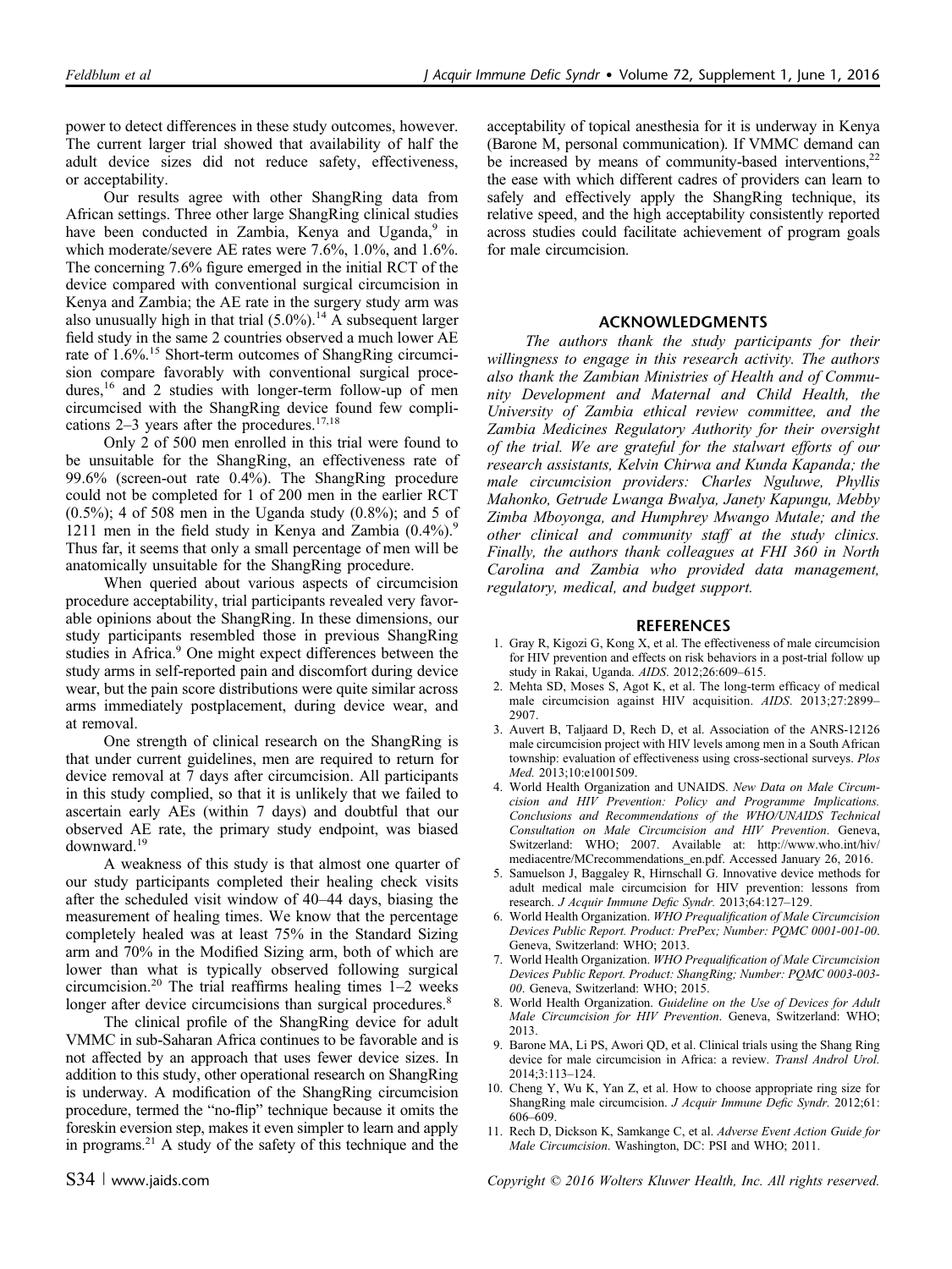power to detect differences in these study outcomes, however. The current larger trial showed that availability of half the adult device sizes did not reduce safety, effectiveness, or acceptability.

Our results agree with other ShangRing data from African settings. Three other large ShangRing clinical studies have been conducted in Zambia, Kenya and Uganda,[9] in which moderate/severe AE rates were 7.6%, 1.0%, and 1.6%. The concerning 7.6% figure emerged in the initial RCT of the device compared with conventional surgical circumcision in Kenya and Zambia; the AE rate in the surgery study arm was also unusually high in that trial (5.0%).[14] A subsequent larger field study in the same 2 countries observed a much lower AE rate of 1.6%.[15] Short-term outcomes of ShangRing circumcision compare favorably with conventional surgical procedures,[16] and 2 studies with longer-term follow-up of men circumcised with the ShangRing device found few complications 2–3 years after the procedures.[17,18]

Only 2 of 500 men enrolled in this trial were found to be unsuitable for the ShangRing, an effectiveness rate of 99.6% (screen-out rate 0.4%). The ShangRing procedure could not be completed for 1 of 200 men in the earlier RCT (0.5%); 4 of 508 men in the Uganda study (0.8%); and 5 of 1211 men in the field study in Kenya and Zambia (0.4%).[9] Thus far, it seems that only a small percentage of men will be anatomically unsuitable for the ShangRing procedure.

When queried about various aspects of circumcision procedure acceptability, trial participants revealed very favorable opinions about the ShangRing. In these dimensions, our study participants resembled those in previous ShangRing studies in Africa.[9] One might expect differences between the study arms in self-reported pain and discomfort during device wear, but the pain score distributions were quite similar across arms immediately postplacement, during device wear, and at removal.

One strength of clinical research on the ShangRing is that under current guidelines, men are required to return for device removal at 7 days after circumcision. All participants in this study complied, so that it is unlikely that we failed to ascertain early AEs (within 7 days) and doubtful that our observed AE rate, the primary study endpoint, was biased downward.[19]

A weakness of this study is that almost one quarter of our study participants completed their healing check visits after the scheduled visit window of 40–44 days, biasing the measurement of healing times. We know that the percentage completely healed was at least 75% in the Standard Sizing arm and 70% in the Modified Sizing arm, both of which are lower than what is typically observed following surgical circumcision.[20] The trial reaffirms healing times 1–2 weeks longer after device circumcisions than surgical procedures.[8]

The clinical profile of the ShangRing device for adult VMMC in sub-Saharan Africa continues to be favorable and is not affected by an approach that uses fewer device sizes. In addition to this study, other operational research on ShangRing is underway. A modification of the ShangRing circumcision procedure, termed the "no-flip" technique because it omits the foreskin eversion step, makes it even simpler to learn and apply in programs.[21] A study of the safety of this technique and the acceptability of topical anesthesia for it is underway in Kenya (Barone M, personal communication). If VMMC demand can be increased by means of community-based interventions,[22] the ease with which different cadres of providers can learn to safely and effectively apply the ShangRing technique, its relative speed, and the high acceptability consistently reported across studies could facilitate achievement of program goals for male circumcision.

## ACKNOWLEDGMENTS

*The authors thank the study participants for their willingness to engage in this research activity. The authors also thank the Zambian Ministries of Health and of Community Development and Maternal and Child Health, the University of Zambia ethical review committee, and the Zambia Medicines Regulatory Authority for their oversight of the trial. We are grateful for the stalwart efforts of our research assistants, Kelvin Chirwa and Kunda Kapanda; the male circumcision providers: Charles Nguluwe, Phyllis Mahonko, Getrude Lwanga Bwalya, Janety Kapungu, Mebby Zimba Mboyonga, and Humphrey Mwango Mutale; and the other clinical and community staff at the study clinics. Finally, the authors thank colleagues at FHI 360 in North Carolina and Zambia who provided data management, regulatory, medical, and budget support.*

## REFERENCES

1. Gray R, Kigozi G, Kong X, et al. The effectiveness of male circumcision for HIV prevention and effects on risk behaviors in a post-trial follow up study in Rakai, Uganda. *AIDS*. 2012;26:609–615.
2. Mehta SD, Moses S, Agot K, et al. The long-term efficacy of medical male circumcision against HIV acquisition. *AIDS*. 2013;27:2899–2907.
3. Auvert B, Taljaard D, Rech D, et al. Association of the ANRS-12126 male circumcision project with HIV levels among men in a South African township: evaluation of effectiveness using cross-sectional surveys. *Plos Med.* 2013;10:e1001509.
4. World Health Organization and UNAIDS. *New Data on Male Circumcision and HIV Prevention: Policy and Programme Implications. Conclusions and Recommendations of the WHO/UNAIDS Technical Consultation on Male Circumcision and HIV Prevention*. Geneva, Switzerland: WHO; 2007. Available at: http://www.who.int/hiv/mediacentre/MCrecommendations_en.pdf. Accessed January 26, 2016.
5. Samuelson J, Baggaley R, Hirnschall G. Innovative device methods for adult medical male circumcision for HIV prevention: lessons from research. *J Acquir Immune Defic Syndr.* 2013;64:127–129.
6. World Health Organization. *WHO Prequalification of Male Circumcision Devices Public Report. Product: PrePex; Number: PQMC 0001-001-00*. Geneva, Switzerland: WHO; 2013.
7. World Health Organization. *WHO Prequalification of Male Circumcision Devices Public Report. Product: ShangRing; Number: PQMC 0003-003-00*. Geneva, Switzerland: WHO; 2015.
8. World Health Organization. *Guideline on the Use of Devices for Adult Male Circumcision for HIV Prevention*. Geneva, Switzerland: WHO; 2013.
9. Barone MA, Li PS, Awori QD, et al. Clinical trials using the Shang Ring device for male circumcision in Africa: a review. *Transl Androl Urol.* 2014;3:113–124.
10. Cheng Y, Wu K, Yan Z, et al. How to choose appropriate ring size for ShangRing male circumcision. *J Acquir Immune Defic Syndr.* 2012;61:606–609.
11. Rech D, Dickson K, Samkange C, et al. *Adverse Event Action Guide for Male Circumcision*. Washington, DC: PSI and WHO; 2011.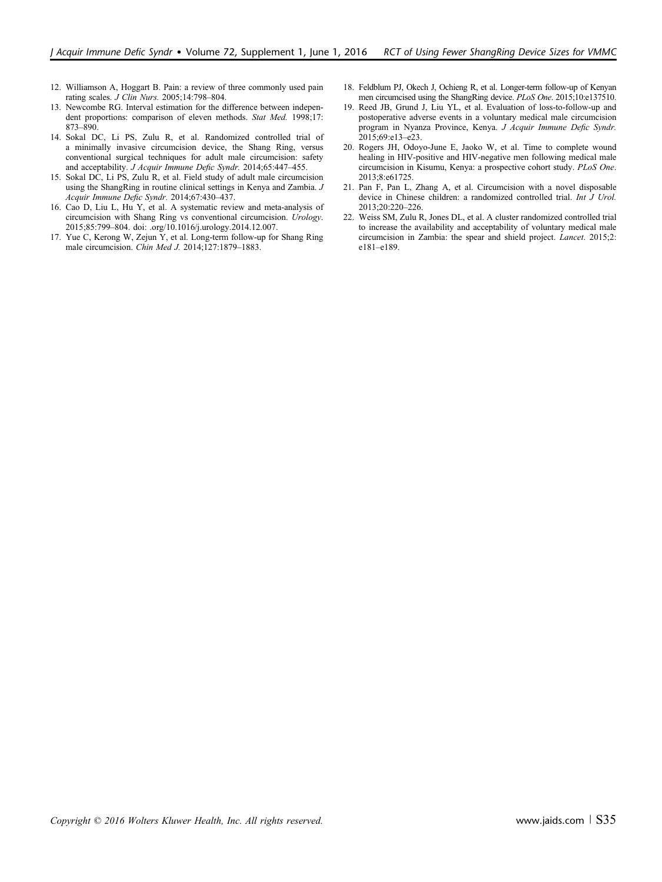12. Williamson A, Hoggart B. Pain: a review of three commonly used pain rating scales. *J Clin Nurs.* 2005;14:798–804.
13. Newcombe RG. Interval estimation for the difference between independent proportions: comparison of eleven methods. *Stat Med.* 1998;17: 873–890.
14. Sokal DC, Li PS, Zulu R, et al. Randomized controlled trial of a minimally invasive circumcision device, the Shang Ring, versus conventional surgical techniques for adult male circumcision: safety and acceptability. *J Acquir Immune Defic Syndr.* 2014;65:447–455.
15. Sokal DC, Li PS, Zulu R, et al. Field study of adult male circumcision using the ShangRing in routine clinical settings in Kenya and Zambia. *J Acquir Immune Defic Syndr.* 2014;67:430–437.
16. Cao D, Liu L, Hu Y, et al. A systematic review and meta-analysis of circumcision with Shang Ring vs conventional circumcision. *Urology*. 2015;85:799–804. doi: .org/10.1016/j.urology.2014.12.007.
17. Yue C, Kerong W, Zejun Y, et al. Long-term follow-up for Shang Ring male circumcision. *Chin Med J.* 2014;127:1879–1883.
18. Feldblum PJ, Okech J, Ochieng R, et al. Longer-term follow-up of Kenyan men circumcised using the ShangRing device. *PLoS One*. 2015;10:e137510.
19. Reed JB, Grund J, Liu YL, et al. Evaluation of loss-to-follow-up and postoperative adverse events in a voluntary medical male circumcision program in Nyanza Province, Kenya. *J Acquir Immune Defic Syndr.* 2015;69:e13–e23.
20. Rogers JH, Odoyo-June E, Jaoko W, et al. Time to complete wound healing in HIV-positive and HIV-negative men following medical male circumcision in Kisumu, Kenya: a prospective cohort study. *PLoS One*. 2013;8:e61725.
21. Pan F, Pan L, Zhang A, et al. Circumcision with a novel disposable device in Chinese children: a randomized controlled trial. *Int J Urol.* 2013;20:220–226.
22. Weiss SM, Zulu R, Jones DL, et al. A cluster randomized controlled trial to increase the availability and acceptability of voluntary medical male circumcision in Zambia: the spear and shield project. *Lancet*. 2015;2: e181–e189.